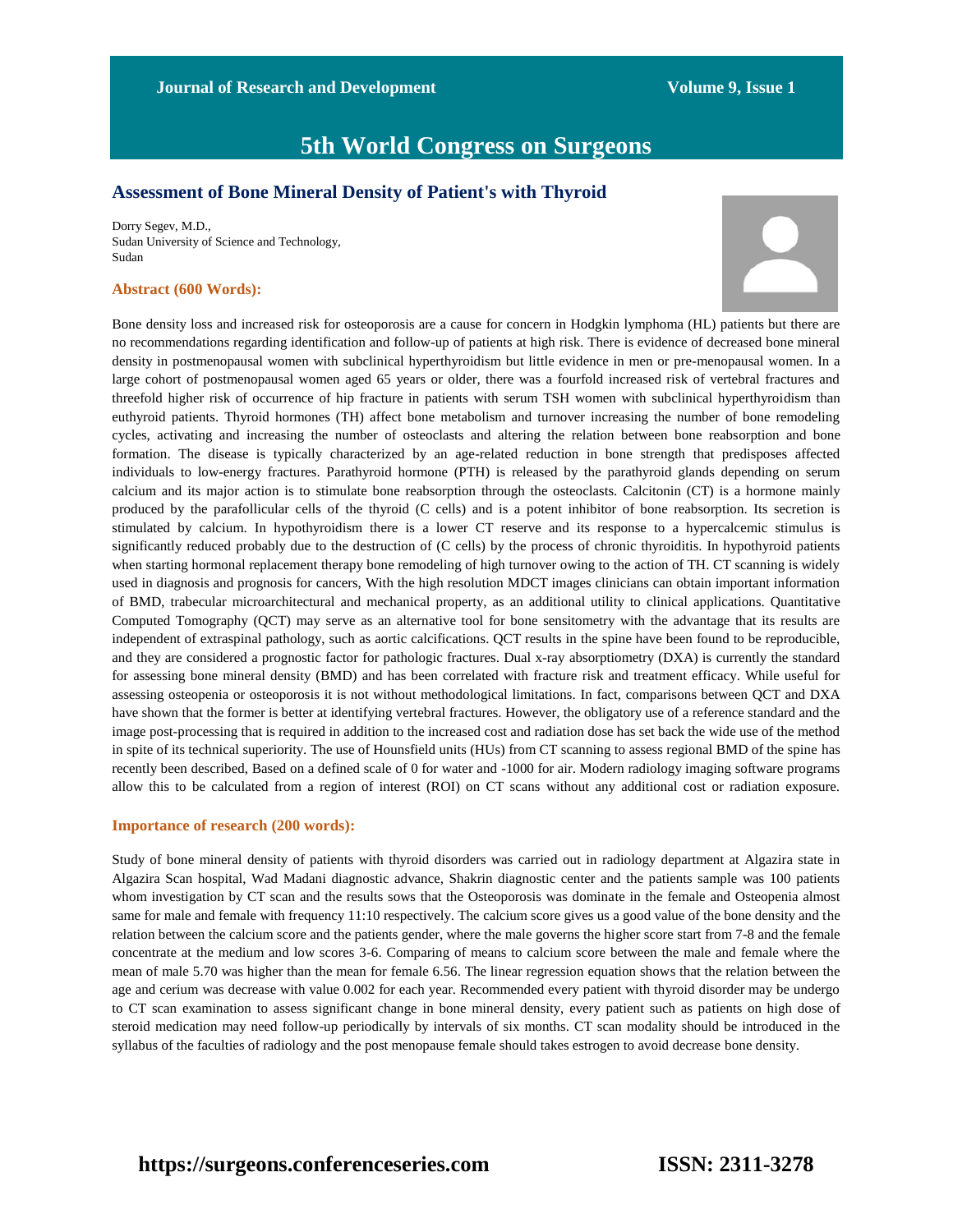# 5th World Congress on Surgeons

## Assessment of Bone Mineral Density of Patient's with Thyroid

Dorry Segev, M.D.,
Sudan University of Science and Technology,
Sudan

### Abstract (600 Words):

Bone density loss and increased risk for osteoporosis are a cause for concern in Hodgkin lymphoma (HL) patients but there are no recommendations regarding identification and follow-up of patients at high risk. There is evidence of decreased bone mineral density in postmenopausal women with subclinical hyperthyroidism but little evidence in men or pre-menopausal women. In a large cohort of postmenopausal women aged 65 years or older, there was a fourfold increased risk of vertebral fractures and threefold higher risk of occurrence of hip fracture in patients with serum TSH women with subclinical hyperthyroidism than euthyroid patients. Thyroid hormones (TH) affect bone metabolism and turnover increasing the number of bone remodeling cycles, activating and increasing the number of osteoclasts and altering the relation between bone reabsorption and bone formation. The disease is typically characterized by an age-related reduction in bone strength that predisposes affected individuals to low-energy fractures. Parathyroid hormone (PTH) is released by the parathyroid glands depending on serum calcium and its major action is to stimulate bone reabsorption through the osteoclasts. Calcitonin (CT) is a hormone mainly produced by the parafollicular cells of the thyroid (C cells) and is a potent inhibitor of bone reabsorption. Its secretion is stimulated by calcium. In hypothyroidism there is a lower CT reserve and its response to a hypercalcemic stimulus is significantly reduced probably due to the destruction of (C cells) by the process of chronic thyroiditis. In hypothyroid patients when starting hormonal replacement therapy bone remodeling of high turnover owing to the action of TH. CT scanning is widely used in diagnosis and prognosis for cancers, With the high resolution MDCT images clinicians can obtain important information of BMD, trabecular microarchitectural and mechanical property, as an additional utility to clinical applications. Quantitative Computed Tomography (QCT) may serve as an alternative tool for bone sensitometry with the advantage that its results are independent of extraspinal pathology, such as aortic calcifications. QCT results in the spine have been found to be reproducible, and they are considered a prognostic factor for pathologic fractures. Dual x-ray absorptiometry (DXA) is currently the standard for assessing bone mineral density (BMD) and has been correlated with fracture risk and treatment efficacy. While useful for assessing osteopenia or osteoporosis it is not without methodological limitations. In fact, comparisons between QCT and DXA have shown that the former is better at identifying vertebral fractures. However, the obligatory use of a reference standard and the image post-processing that is required in addition to the increased cost and radiation dose has set back the wide use of the method in spite of its technical superiority. The use of Hounsfield units (HUs) from CT scanning to assess regional BMD of the spine has recently been described, Based on a defined scale of 0 for water and -1000 for air. Modern radiology imaging software programs allow this to be calculated from a region of interest (ROI) on CT scans without any additional cost or radiation exposure.

### Importance of research (200 words):

Study of bone mineral density of patients with thyroid disorders was carried out in radiology department at Algazira state in Algazira Scan hospital, Wad Madani diagnostic advance, Shakrin diagnostic center and the patients sample was 100 patients whom investigation by CT scan and the results sows that the Osteoporosis was dominate in the female and Osteopenia almost same for male and female with frequency 11:10 respectively. The calcium score gives us a good value of the bone density and the relation between the calcium score and the patients gender, where the male governs the higher score start from 7-8 and the female concentrate at the medium and low scores 3-6. Comparing of means to calcium score between the male and female where the mean of male 5.70 was higher than the mean for female 6.56. The linear regression equation shows that the relation between the age and cerium was decrease with value 0.002 for each year. Recommended every patient with thyroid disorder may be undergo to CT scan examination to assess significant change in bone mineral density, every patient such as patients on high dose of steroid medication may need follow-up periodically by intervals of six months. CT scan modality should be introduced in the syllabus of the faculties of radiology and the post menopause female should takes estrogen to avoid decrease bone density.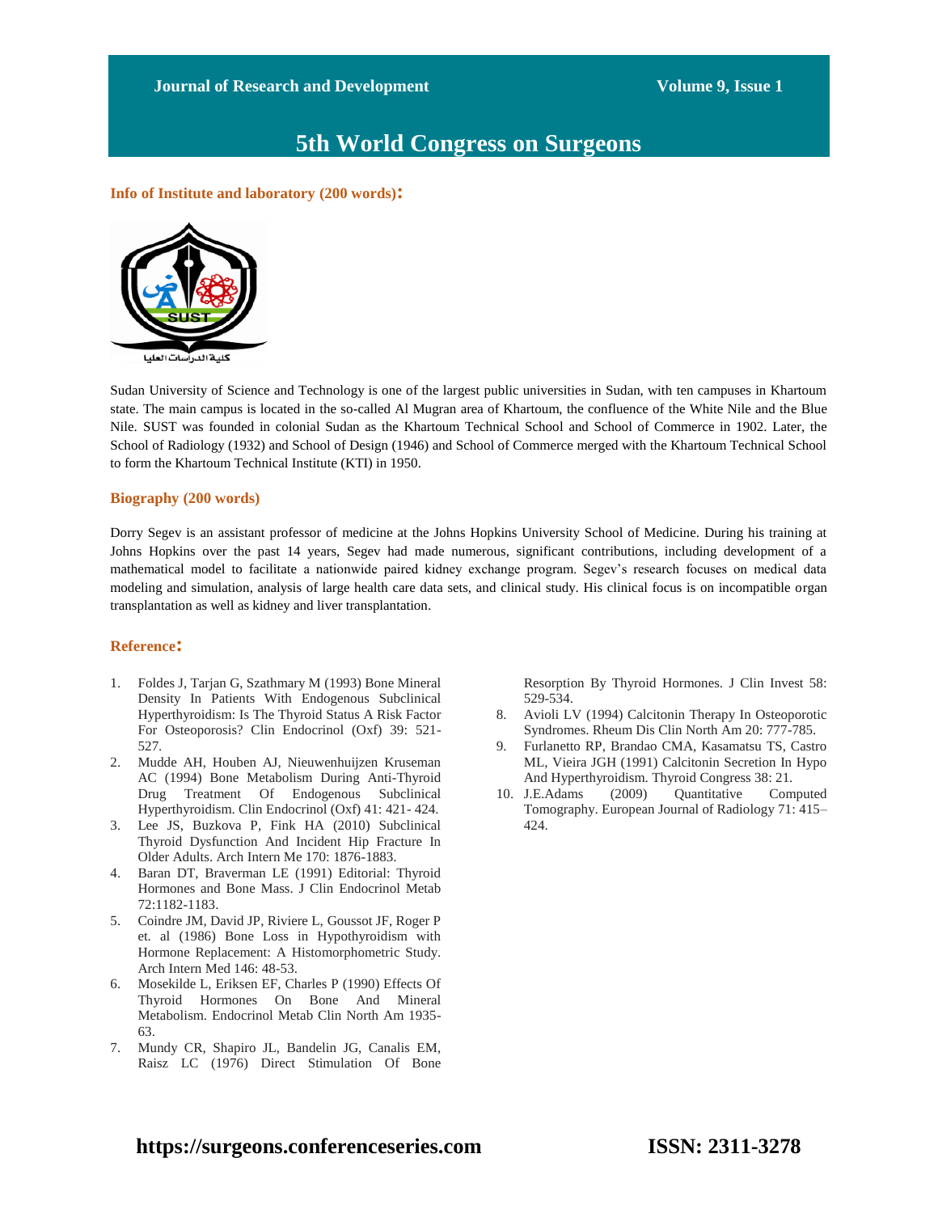# 5th World Congress on Surgeons

### Info of Institute and laboratory (200 words):

Sudan University of Science and Technology is one of the largest public universities in Sudan, with ten campuses in Khartoum state. The main campus is located in the so-called Al Mugran area of Khartoum, the confluence of the White Nile and the Blue Nile. SUST was founded in colonial Sudan as the Khartoum Technical School and School of Commerce in 1902. Later, the School of Radiology (1932) and School of Design (1946) and School of Commerce merged with the Khartoum Technical School to form the Khartoum Technical Institute (KTI) in 1950.

### Biography (200 words)

Dorry Segev is an assistant professor of medicine at the Johns Hopkins University School of Medicine. During his training at Johns Hopkins over the past 14 years, Segev had made numerous, significant contributions, including development of a mathematical model to facilitate a nationwide paired kidney exchange program. Segev's research focuses on medical data modeling and simulation, analysis of large health care data sets, and clinical study. His clinical focus is on incompatible organ transplantation as well as kidney and liver transplantation.

### Reference:

1. Foldes J, Tarjan G, Szathmary M (1993) Bone Mineral Density In Patients With Endogenous Subclinical Hyperthyroidism: Is The Thyroid Status A Risk Factor For Osteoporosis? Clin Endocrinol (Oxf) 39: 521-527.
2. Mudde AH, Houben AJ, Nieuwenhuijzen Kruseman AC (1994) Bone Metabolism During Anti-Thyroid Drug Treatment Of Endogenous Subclinical Hyperthyroidism. Clin Endocrinol (Oxf) 41: 421- 424.
3. Lee JS, Buzkova P, Fink HA (2010) Subclinical Thyroid Dysfunction And Incident Hip Fracture In Older Adults. Arch Intern Me 170: 1876-1883.
4. Baran DT, Braverman LE (1991) Editorial: Thyroid Hormones and Bone Mass. J Clin Endocrinol Metab 72:1182-1183.
5. Coindre JM, David JP, Riviere L, Goussot JF, Roger P et. al (1986) Bone Loss in Hypothyroidism with Hormone Replacement: A Histomorphometric Study. Arch Intern Med 146: 48-53.
6. Mosekilde L, Eriksen EF, Charles P (1990) Effects Of Thyroid Hormones On Bone And Mineral Metabolism. Endocrinol Metab Clin North Am 1935-63.
7. Mundy CR, Shapiro JL, Bandelin JG, Canalis EM, Raisz LC (1976) Direct Stimulation Of Bone Resorption By Thyroid Hormones. J Clin Invest 58: 529-534.
8. Avioli LV (1994) Calcitonin Therapy In Osteoporotic Syndromes. Rheum Dis Clin North Am 20: 777-785.
9. Furlanetto RP, Brandao CMA, Kasamatsu TS, Castro ML, Vieira JGH (1991) Calcitonin Secretion In Hypo And Hyperthyroidism. Thyroid Congress 38: 21.
10. J.E.Adams (2009) Quantitative Computed Tomography. European Journal of Radiology 71: 415–424.